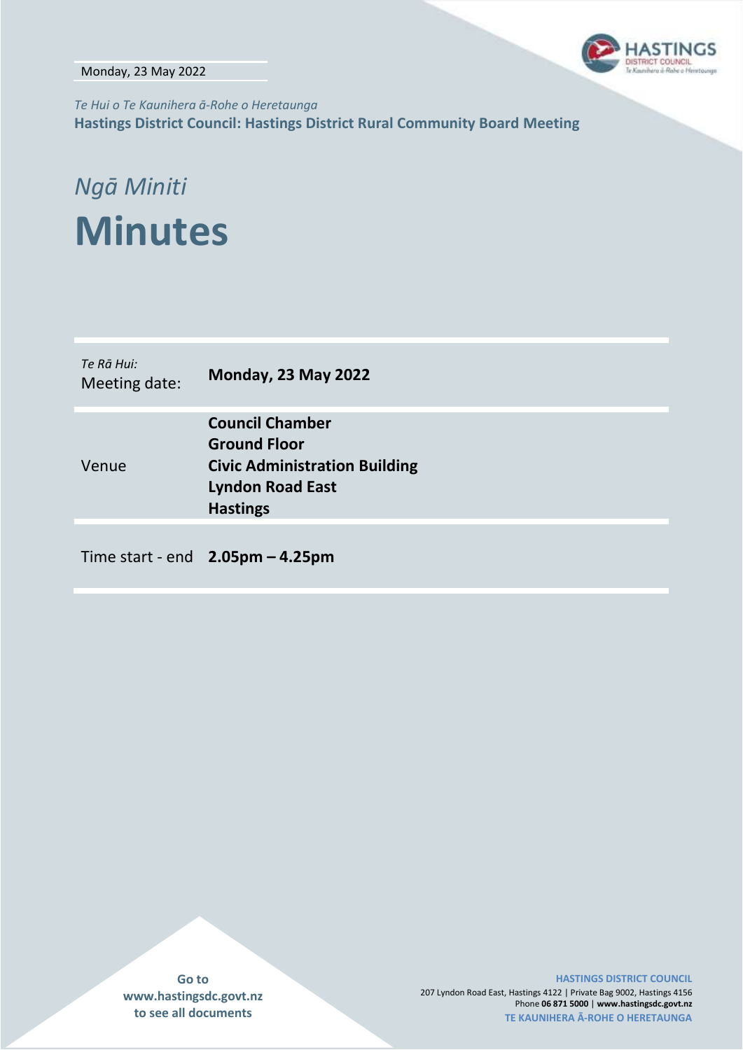Monday, 23 May 2022

*Te Hui o Te Kaunihera ā-Rohe o Heretaunga*

**Hastings District Council: Hastings District Rural Community Board Meeting**

## *Ngā Miniti*

# Minutes

| *Te Rā Hui:* Meeting date: | **Monday, 23 May 2022** |
|---|---|
| Venue | **Council Chamber Ground Floor Civic Administration Building Lyndon Road East Hastings** |
| Time start - end | **2.05pm – 4.25pm** |

**Go to www.hastingsdc.govt.nz to see all documents**

**HASTINGS DISTRICT COUNCIL**
207 Lyndon Road East, Hastings 4122 | Private Bag 9002, Hastings 4156
Phone **06 871 5000** | **www.hastingsdc.govt.nz**
**TE KAUNIHERA Ā-ROHE O HERETAUNGA**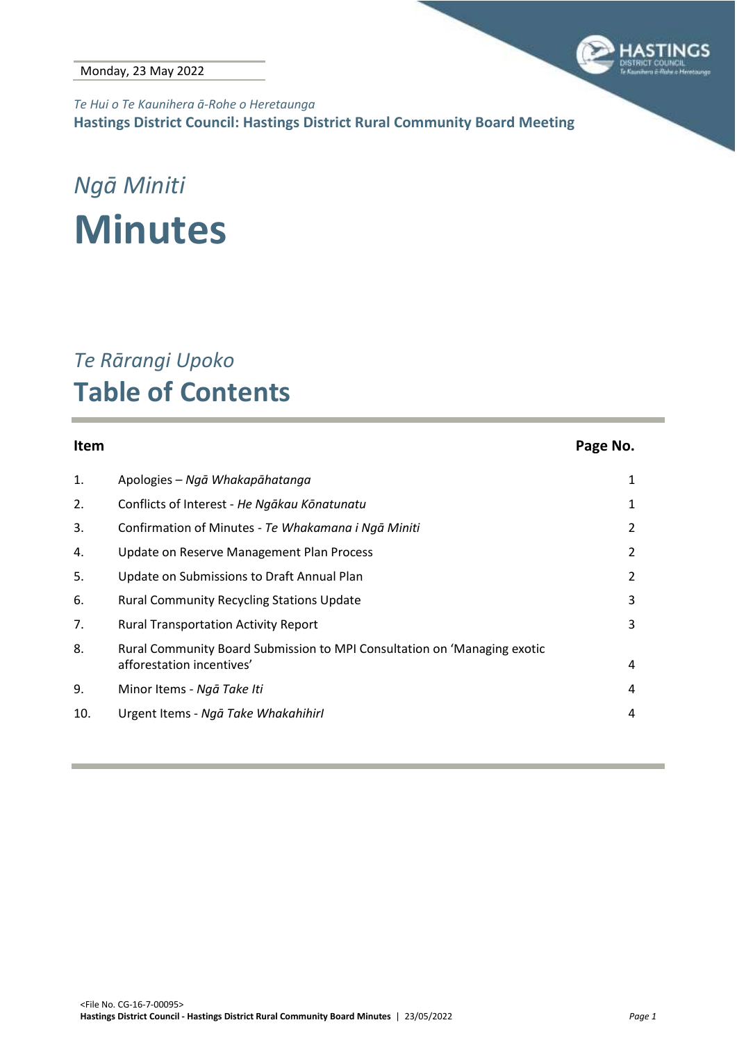Monday, 23 May 2022

*Te Hui o Te Kaunihera ā-Rohe o Heretaunga*

**Hastings District Council: Hastings District Rural Community Board Meeting**

*Ngā Miniti*

# Minutes

*Te Rārangi Upoko*

## Table of Contents

| Item | | Page No. |
|---|---|---|
| 1. | Apologies – *Ngā Whakapāhatanga* | 1 |
| 2. | Conflicts of Interest - *He Ngākau Kōnatunatu* | 1 |
| 3. | Confirmation of Minutes - *Te Whakamana i Ngā Miniti* | 2 |
| 4. | Update on Reserve Management Plan Process | 2 |
| 5. | Update on Submissions to Draft Annual Plan | 2 |
| 6. | Rural Community Recycling Stations Update | 3 |
| 7. | Rural Transportation Activity Report | 3 |
| 8. | Rural Community Board Submission to MPI Consultation on 'Managing exotic afforestation incentives' | 4 |
| 9. | Minor Items - *Ngā Take Iti* | 4 |
| 10. | Urgent Items - *Ngā Take WhakahihirI* | 4 |

<File No. CG-16-7-00095>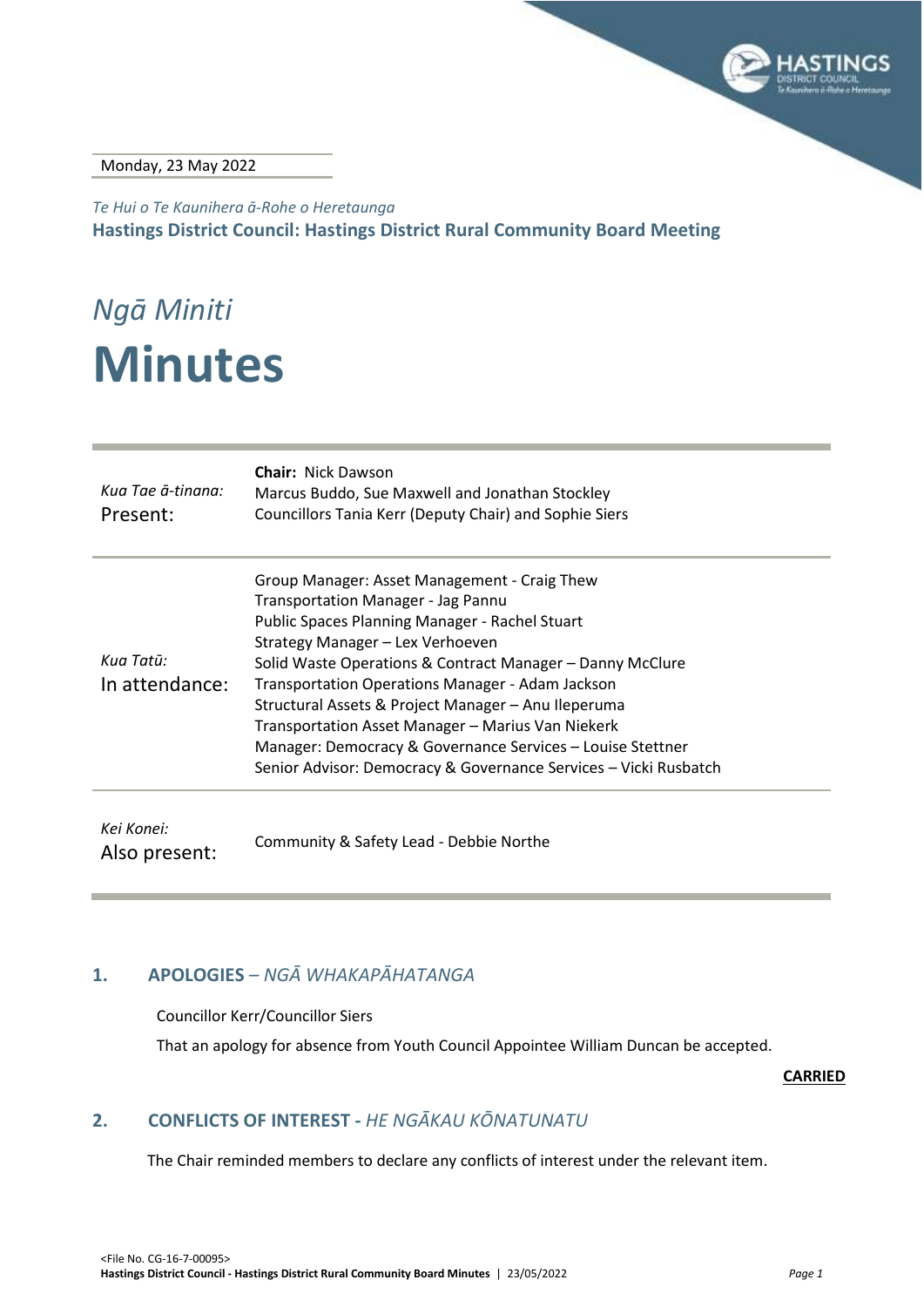Monday, 23 May 2022

*Te Hui o Te Kaunihera ā-Rohe o Heretaunga*

**Hastings District Council: Hastings District Rural Community Board Meeting**

*Ngā Miniti*

# Minutes

| | |
|---|---|
| *Kua Tae ā-tinana:* Present: | **Chair:** Nick Dawson<br>Marcus Buddo, Sue Maxwell and Jonathan Stockley<br>Councillors Tania Kerr (Deputy Chair) and Sophie Siers |
| *Kua Tatū:* In attendance: | Group Manager: Asset Management - Craig Thew<br>Transportation Manager - Jag Pannu<br>Public Spaces Planning Manager - Rachel Stuart<br>Strategy Manager – Lex Verhoeven<br>Solid Waste Operations & Contract Manager – Danny McClure<br>Transportation Operations Manager - Adam Jackson<br>Structural Assets & Project Manager – Anu Ileperuma<br>Transportation Asset Manager – Marius Van Niekerk<br>Manager: Democracy & Governance Services – Louise Stettner<br>Senior Advisor: Democracy & Governance Services – Vicki Rusbatch |
| *Kei Konei:* Also present: | Community & Safety Lead - Debbie Northe |

## 1. APOLOGIES – *NGĀ WHAKAPĀHATANGA*

Councillor Kerr/Councillor Siers

That an apology for absence from Youth Council Appointee William Duncan be accepted.

**CARRIED**

## 2. CONFLICTS OF INTEREST - *HE NGĀKAU KŌNATUNATU*

The Chair reminded members to declare any conflicts of interest under the relevant item.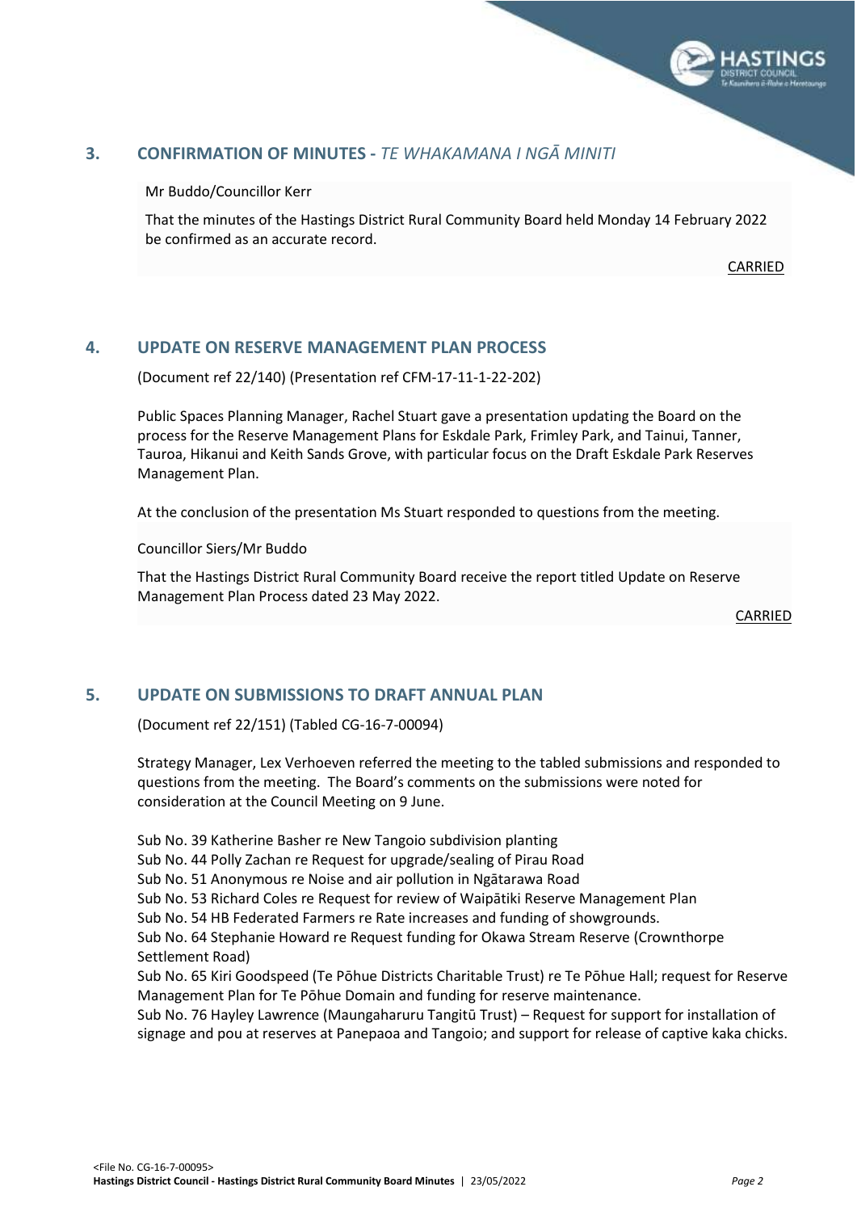## 3. CONFIRMATION OF MINUTES - *TE WHAKAMANA I NGĀ MINITI*

Mr Buddo/Councillor Kerr

That the minutes of the Hastings District Rural Community Board held Monday 14 February 2022 be confirmed as an accurate record.

CARRIED

## 4. UPDATE ON RESERVE MANAGEMENT PLAN PROCESS

(Document ref 22/140) (Presentation ref CFM-17-11-1-22-202)

Public Spaces Planning Manager, Rachel Stuart gave a presentation updating the Board on the process for the Reserve Management Plans for Eskdale Park, Frimley Park, and Tainui, Tanner, Tauroa, Hikanui and Keith Sands Grove, with particular focus on the Draft Eskdale Park Reserves Management Plan.

At the conclusion of the presentation Ms Stuart responded to questions from the meeting.

Councillor Siers/Mr Buddo

That the Hastings District Rural Community Board receive the report titled Update on Reserve Management Plan Process dated 23 May 2022.

CARRIED

## 5. UPDATE ON SUBMISSIONS TO DRAFT ANNUAL PLAN

(Document ref 22/151) (Tabled CG-16-7-00094)

Strategy Manager, Lex Verhoeven referred the meeting to the tabled submissions and responded to questions from the meeting. The Board's comments on the submissions were noted for consideration at the Council Meeting on 9 June.

Sub No. 39 Katherine Basher re New Tangoio subdivision planting
Sub No. 44 Polly Zachan re Request for upgrade/sealing of Pirau Road
Sub No. 51 Anonymous re Noise and air pollution in Ngātarawa Road
Sub No. 53 Richard Coles re Request for review of Waipātiki Reserve Management Plan
Sub No. 54 HB Federated Farmers re Rate increases and funding of showgrounds.
Sub No. 64 Stephanie Howard re Request funding for Okawa Stream Reserve (Crownthorpe Settlement Road)
Sub No. 65 Kiri Goodspeed (Te Pōhue Districts Charitable Trust) re Te Pōhue Hall; request for Reserve Management Plan for Te Pōhue Domain and funding for reserve maintenance.
Sub No. 76 Hayley Lawrence (Maungaharuru Tangitū Trust) – Request for support for installation of signage and pou at reserves at Panepaoa and Tangoio; and support for release of captive kaka chicks.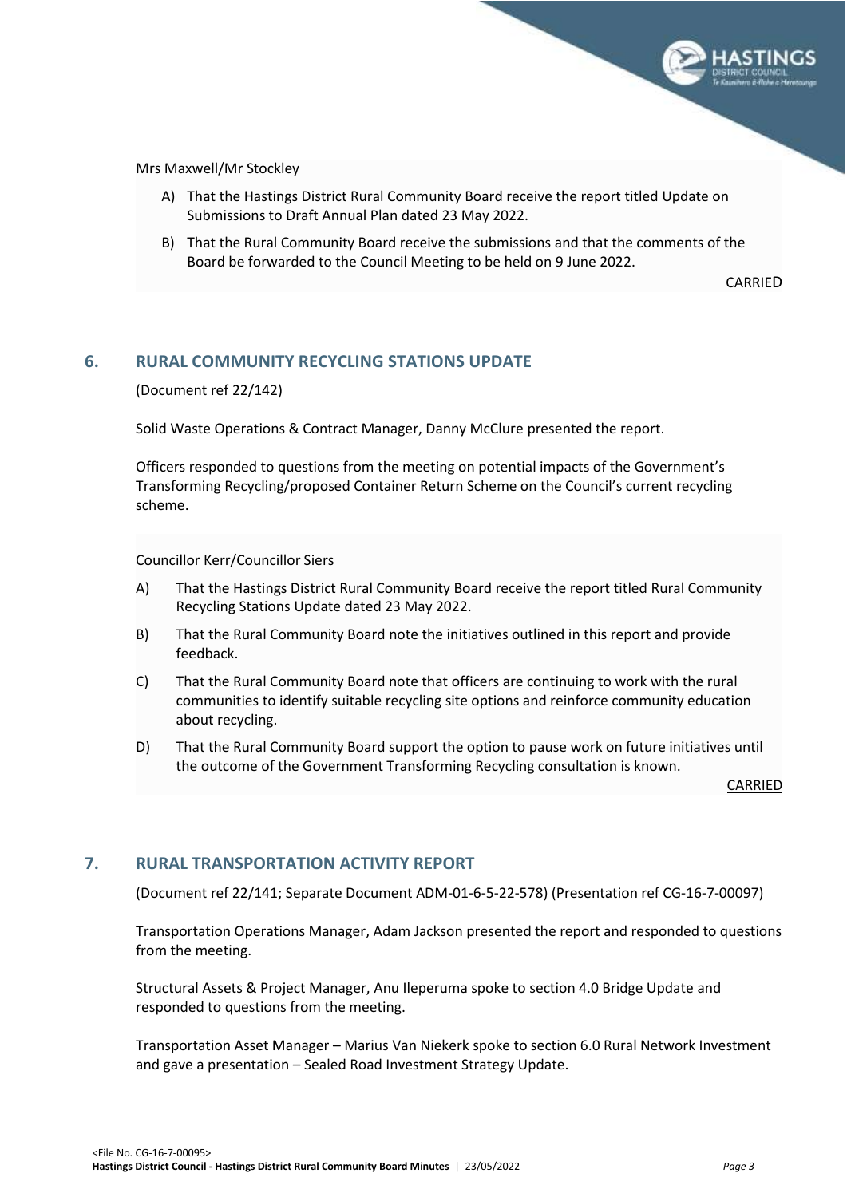Mrs Maxwell/Mr Stockley

A) That the Hastings District Rural Community Board receive the report titled Update on Submissions to Draft Annual Plan dated 23 May 2022.

B) That the Rural Community Board receive the submissions and that the comments of the Board be forwarded to the Council Meeting to be held on 9 June 2022.

CARRIED

## 6. RURAL COMMUNITY RECYCLING STATIONS UPDATE

(Document ref 22/142)

Solid Waste Operations & Contract Manager, Danny McClure presented the report.

Officers responded to questions from the meeting on potential impacts of the Government's Transforming Recycling/proposed Container Return Scheme on the Council's current recycling scheme.

Councillor Kerr/Councillor Siers

A) That the Hastings District Rural Community Board receive the report titled Rural Community Recycling Stations Update dated 23 May 2022.

B) That the Rural Community Board note the initiatives outlined in this report and provide feedback.

C) That the Rural Community Board note that officers are continuing to work with the rural communities to identify suitable recycling site options and reinforce community education about recycling.

D) That the Rural Community Board support the option to pause work on future initiatives until the outcome of the Government Transforming Recycling consultation is known.

CARRIED

## 7. RURAL TRANSPORTATION ACTIVITY REPORT

(Document ref 22/141; Separate Document ADM-01-6-5-22-578) (Presentation ref CG-16-7-00097)

Transportation Operations Manager, Adam Jackson presented the report and responded to questions from the meeting.

Structural Assets & Project Manager, Anu Ileperuma spoke to section 4.0 Bridge Update and responded to questions from the meeting.

Transportation Asset Manager – Marius Van Niekerk spoke to section 6.0 Rural Network Investment and gave a presentation – Sealed Road Investment Strategy Update.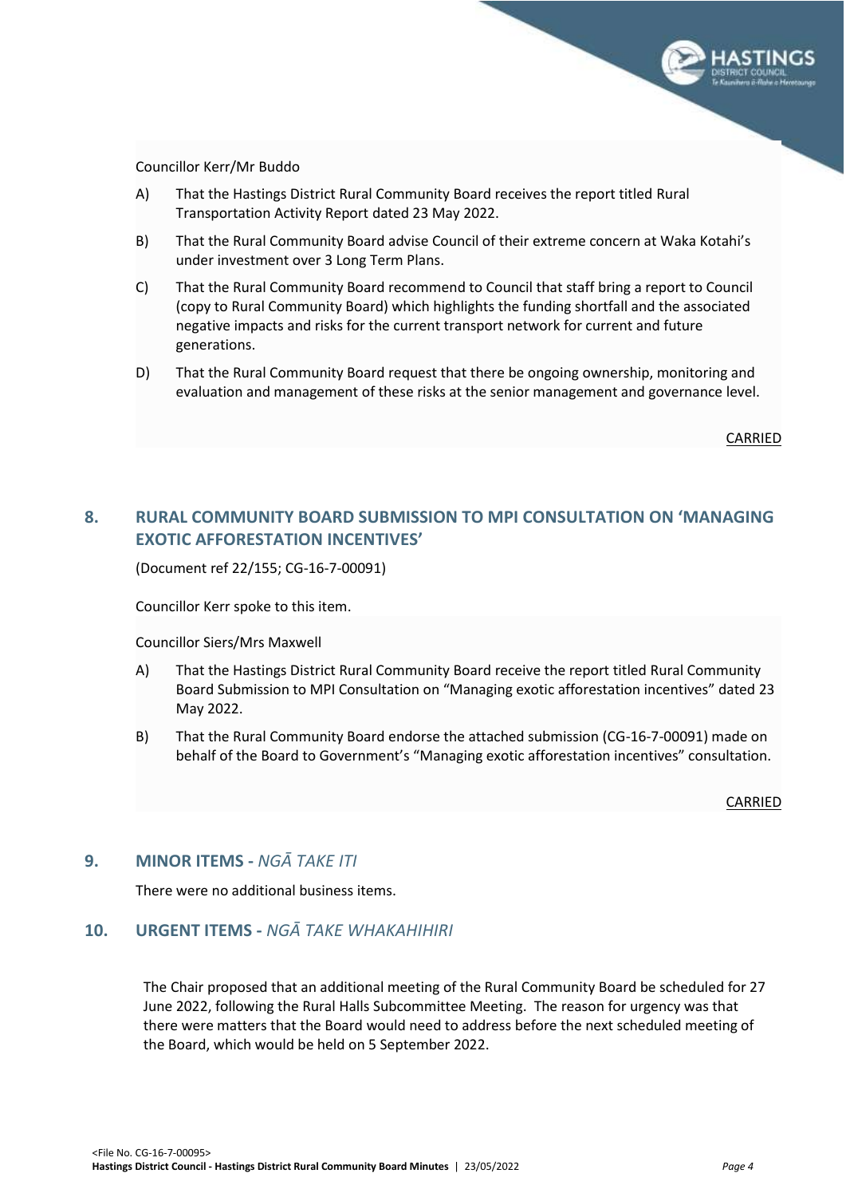Councillor Kerr/Mr Buddo

A) That the Hastings District Rural Community Board receives the report titled Rural Transportation Activity Report dated 23 May 2022.

B) That the Rural Community Board advise Council of their extreme concern at Waka Kotahi's under investment over 3 Long Term Plans.

C) That the Rural Community Board recommend to Council that staff bring a report to Council (copy to Rural Community Board) which highlights the funding shortfall and the associated negative impacts and risks for the current transport network for current and future generations.

D) That the Rural Community Board request that there be ongoing ownership, monitoring and evaluation and management of these risks at the senior management and governance level.

CARRIED

## 8. RURAL COMMUNITY BOARD SUBMISSION TO MPI CONSULTATION ON 'MANAGING EXOTIC AFFORESTATION INCENTIVES'

(Document ref 22/155; CG-16-7-00091)

Councillor Kerr spoke to this item.

Councillor Siers/Mrs Maxwell

A) That the Hastings District Rural Community Board receive the report titled Rural Community Board Submission to MPI Consultation on "Managing exotic afforestation incentives" dated 23 May 2022.

B) That the Rural Community Board endorse the attached submission (CG-16-7-00091) made on behalf of the Board to Government's "Managing exotic afforestation incentives" consultation.

CARRIED

## 9. MINOR ITEMS - *NGĀ TAKE ITI*

There were no additional business items.

## 10. URGENT ITEMS - *NGĀ TAKE WHAKAHIHIRI*

The Chair proposed that an additional meeting of the Rural Community Board be scheduled for 27 June 2022, following the Rural Halls Subcommittee Meeting. The reason for urgency was that there were matters that the Board would need to address before the next scheduled meeting of the Board, which would be held on 5 September 2022.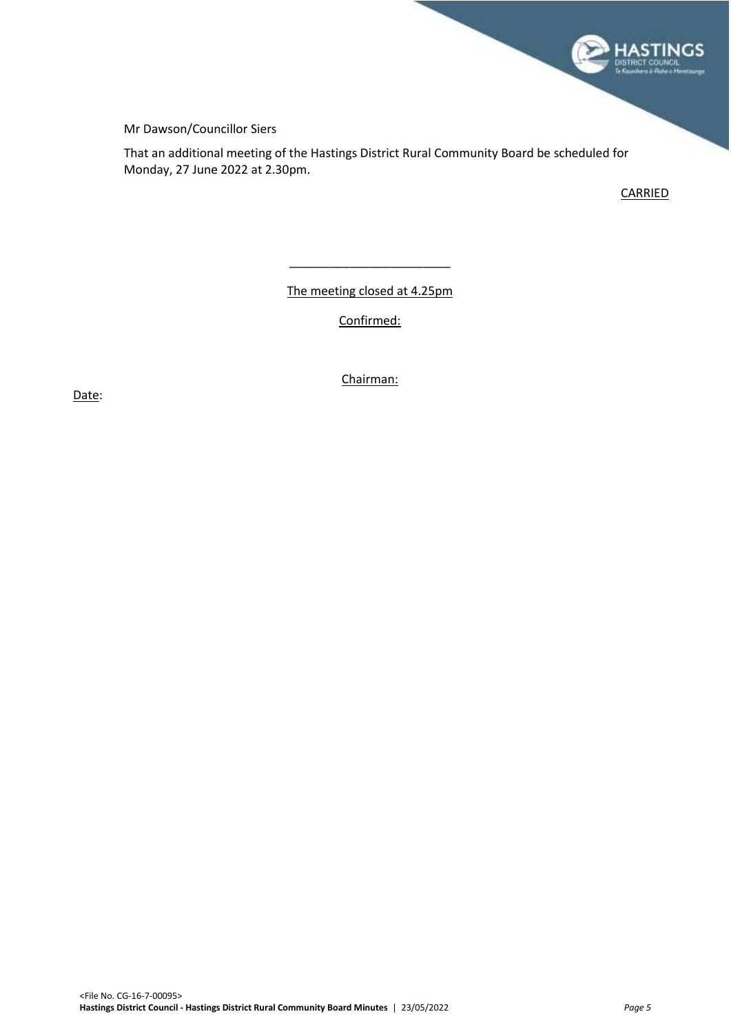Mr Dawson/Councillor Siers

That an additional meeting of the Hastings District Rural Community Board be scheduled for Monday, 27 June 2022 at 2.30pm.

CARRIED

\_\_\_\_\_\_\_\_\_\_\_\_\_\_\_\_\_\_\_\_\_\_\_\_\_

The meeting closed at 4.25pm

Confirmed:

Chairman:

Date: